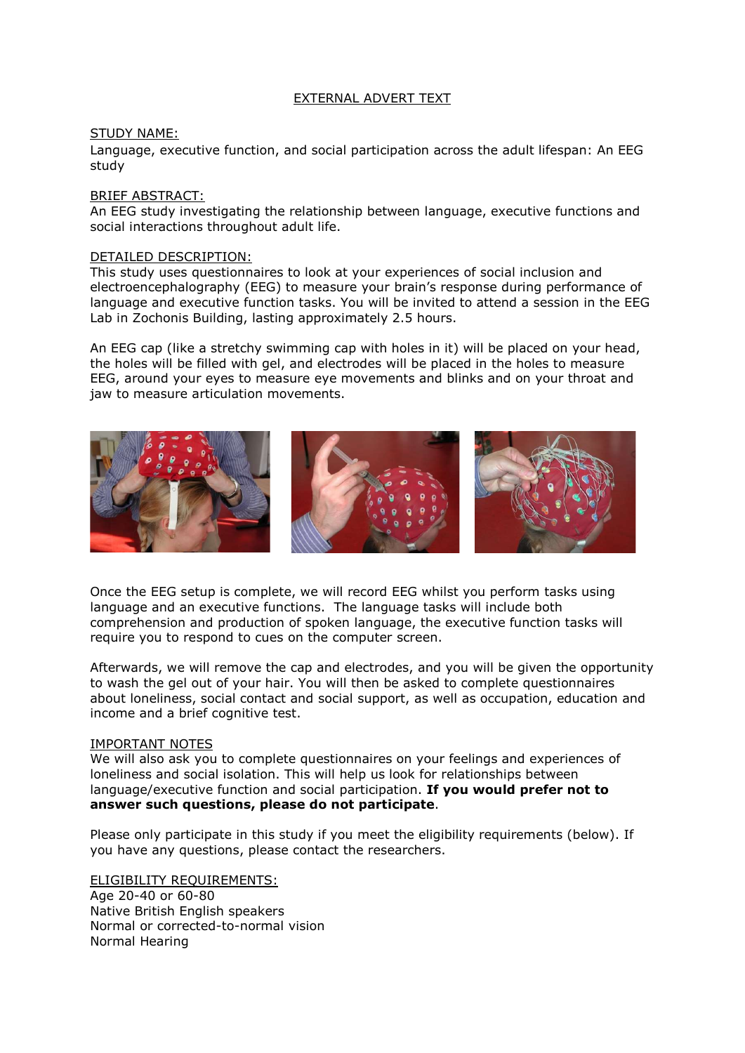# EXTERNAL ADVERT TEXT

## STUDY NAME:

Language, executive function, and social participation across the adult lifespan: An EEG study

## BRIEF ABSTRACT:

An EEG study investigating the relationship between language, executive functions and social interactions throughout adult life.

## DETAILED DESCRIPTION:

This study uses questionnaires to look at your experiences of social inclusion and electroencephalography (EEG) to measure your brain's response during performance of language and executive function tasks. You will be invited to attend a session in the EEG Lab in Zochonis Building, lasting approximately 2.5 hours.

An EEG cap (like a stretchy swimming cap with holes in it) will be placed on your head, the holes will be filled with gel, and electrodes will be placed in the holes to measure EEG, around your eyes to measure eye movements and blinks and on your throat and jaw to measure articulation movements.

Once the EEG setup is complete, we will record EEG whilst you perform tasks using language and an executive functions. The language tasks will include both comprehension and production of spoken language, the executive function tasks will require you to respond to cues on the computer screen.

Afterwards, we will remove the cap and electrodes, and you will be given the opportunity to wash the gel out of your hair. You will then be asked to complete questionnaires about loneliness, social contact and social support, as well as occupation, education and income and a brief cognitive test.

## IMPORTANT NOTES

We will also ask you to complete questionnaires on your feelings and experiences of loneliness and social isolation. This will help us look for relationships between language/executive function and social participation. **If you would prefer not to answer such questions, please do not participate**.

Please only participate in this study if you meet the eligibility requirements (below). If you have any questions, please contact the researchers.

## ELIGIBILITY REQUIREMENTS:

Age 20-40 or 60-80
Native British English speakers
Normal or corrected-to-normal vision
Normal Hearing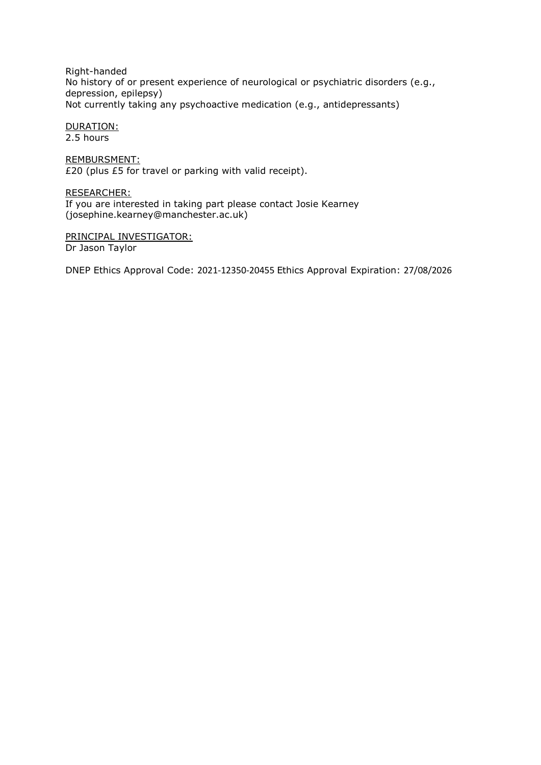Right-handed
No history of or present experience of neurological or psychiatric disorders (e.g., depression, epilepsy)
Not currently taking any psychoactive medication (e.g., antidepressants)

<u>DURATION:</u>
2.5 hours

<u>REMBURSMENT:</u>
£20 (plus £5 for travel or parking with valid receipt).

<u>RESEARCHER:</u>
If you are interested in taking part please contact Josie Kearney (josephine.kearney@manchester.ac.uk)

<u>PRINCIPAL INVESTIGATOR:</u>
Dr Jason Taylor

DNEP Ethics Approval Code: 2021-12350-20455 Ethics Approval Expiration: 27/08/2026